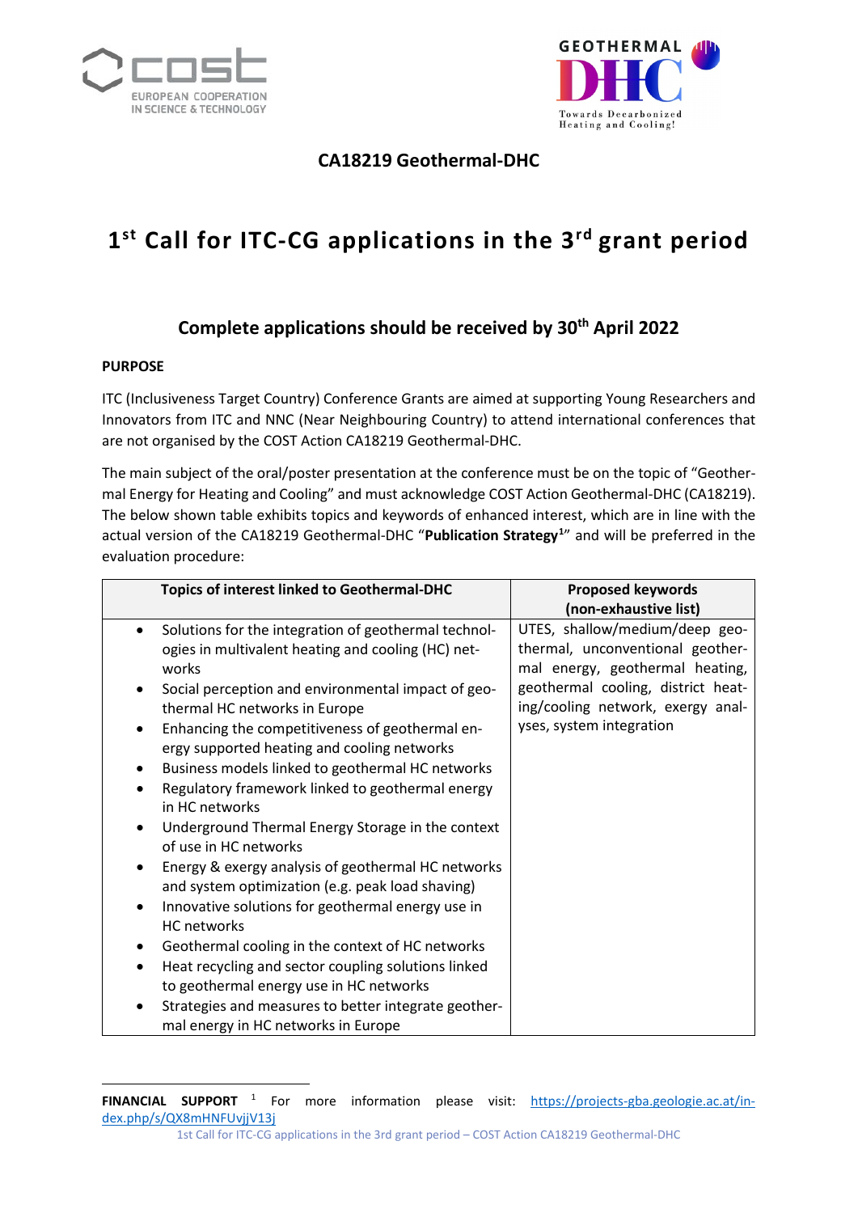## CA18219 Geothermal-DHC

# 1st Call for ITC-CG applications in the 3rd grant period

### Complete applications should be received by 30th April 2022

**PURPOSE**

ITC (Inclusiveness Target Country) Conference Grants are aimed at supporting Young Researchers and Innovators from ITC and NNC (Near Neighbouring Country) to attend international conferences that are not organised by the COST Action CA18219 Geothermal-DHC.

The main subject of the oral/poster presentation at the conference must be on the topic of "Geothermal Energy for Heating and Cooling" and must acknowledge COST Action Geothermal-DHC (CA18219). The below shown table exhibits topics and keywords of enhanced interest, which are in line with the actual version of the CA18219 Geothermal-DHC "**Publication Strategy**[1]" and will be preferred in the evaluation procedure:

| Topics of interest linked to Geothermal-DHC | Proposed keywords (non-exhaustive list) |
|---|---|
| • Solutions for the integration of geothermal technologies in multivalent heating and cooling (HC) networks<br>• Social perception and environmental impact of geothermal HC networks in Europe<br>• Enhancing the competitiveness of geothermal energy supported heating and cooling networks<br>• Business models linked to geothermal HC networks<br>• Regulatory framework linked to geothermal energy in HC networks<br>• Underground Thermal Energy Storage in the context of use in HC networks<br>• Energy & exergy analysis of geothermal HC networks and system optimization (e.g. peak load shaving)<br>• Innovative solutions for geothermal energy use in HC networks<br>• Geothermal cooling in the context of HC networks<br>• Heat recycling and sector coupling solutions linked to geothermal energy use in HC networks<br>• Strategies and measures to better integrate geothermal energy in HC networks in Europe | UTES, shallow/medium/deep geothermal, unconventional geothermal energy, geothermal heating, geothermal cooling, district heating/cooling network, exergy analyses, system integration |

**FINANCIAL SUPPORT**

[1] For more information please visit: https://projects-gba.geologie.ac.at/index.php/s/QX8mHNFUvjjV13j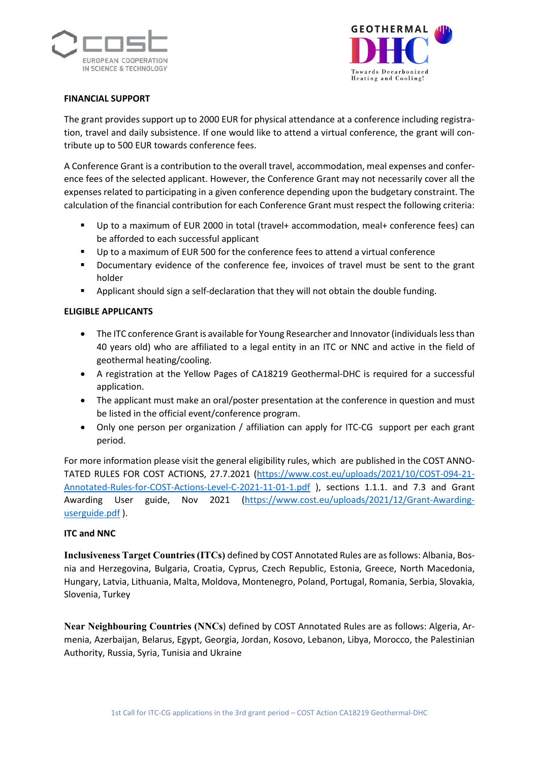**FINANCIAL SUPPORT**

The grant provides support up to 2000 EUR for physical attendance at a conference including registration, travel and daily subsistence. If one would like to attend a virtual conference, the grant will contribute up to 500 EUR towards conference fees.

A Conference Grant is a contribution to the overall travel, accommodation, meal expenses and conference fees of the selected applicant. However, the Conference Grant may not necessarily cover all the expenses related to participating in a given conference depending upon the budgetary constraint. The calculation of the financial contribution for each Conference Grant must respect the following criteria:

- Up to a maximum of EUR 2000 in total (travel+ accommodation, meal+ conference fees) can be afforded to each successful applicant
- Up to a maximum of EUR 500 for the conference fees to attend a virtual conference
- Documentary evidence of the conference fee, invoices of travel must be sent to the grant holder
- Applicant should sign a self-declaration that they will not obtain the double funding.

**ELIGIBLE APPLICANTS**

- The ITC conference Grant is available for Young Researcher and Innovator (individuals less than 40 years old) who are affiliated to a legal entity in an ITC or NNC and active in the field of geothermal heating/cooling.
- A registration at the Yellow Pages of CA18219 Geothermal-DHC is required for a successful application.
- The applicant must make an oral/poster presentation at the conference in question and must be listed in the official event/conference program.
- Only one person per organization / affiliation can apply for ITC-CG support per each grant period.

For more information please visit the general eligibility rules, which are published in the COST ANNOTATED RULES FOR COST ACTIONS, 27.7.2021 (https://www.cost.eu/uploads/2021/10/COST-094-21-Annotated-Rules-for-COST-Actions-Level-C-2021-11-01-1.pdf ), sections 1.1.1. and 7.3 and Grant Awarding User guide, Nov 2021 (https://www.cost.eu/uploads/2021/12/Grant-Awarding-userguide.pdf ).

**ITC and NNC**

**Inclusiveness Target Countries (ITCs)** defined by COST Annotated Rules are as follows: Albania, Bosnia and Herzegovina, Bulgaria, Croatia, Cyprus, Czech Republic, Estonia, Greece, North Macedonia, Hungary, Latvia, Lithuania, Malta, Moldova, Montenegro, Poland, Portugal, Romania, Serbia, Slovakia, Slovenia, Turkey

**Near Neighbouring Countries (NNCs)** defined by COST Annotated Rules are as follows: Algeria, Armenia, Azerbaijan, Belarus, Egypt, Georgia, Jordan, Kosovo, Lebanon, Libya, Morocco, the Palestinian Authority, Russia, Syria, Tunisia and Ukraine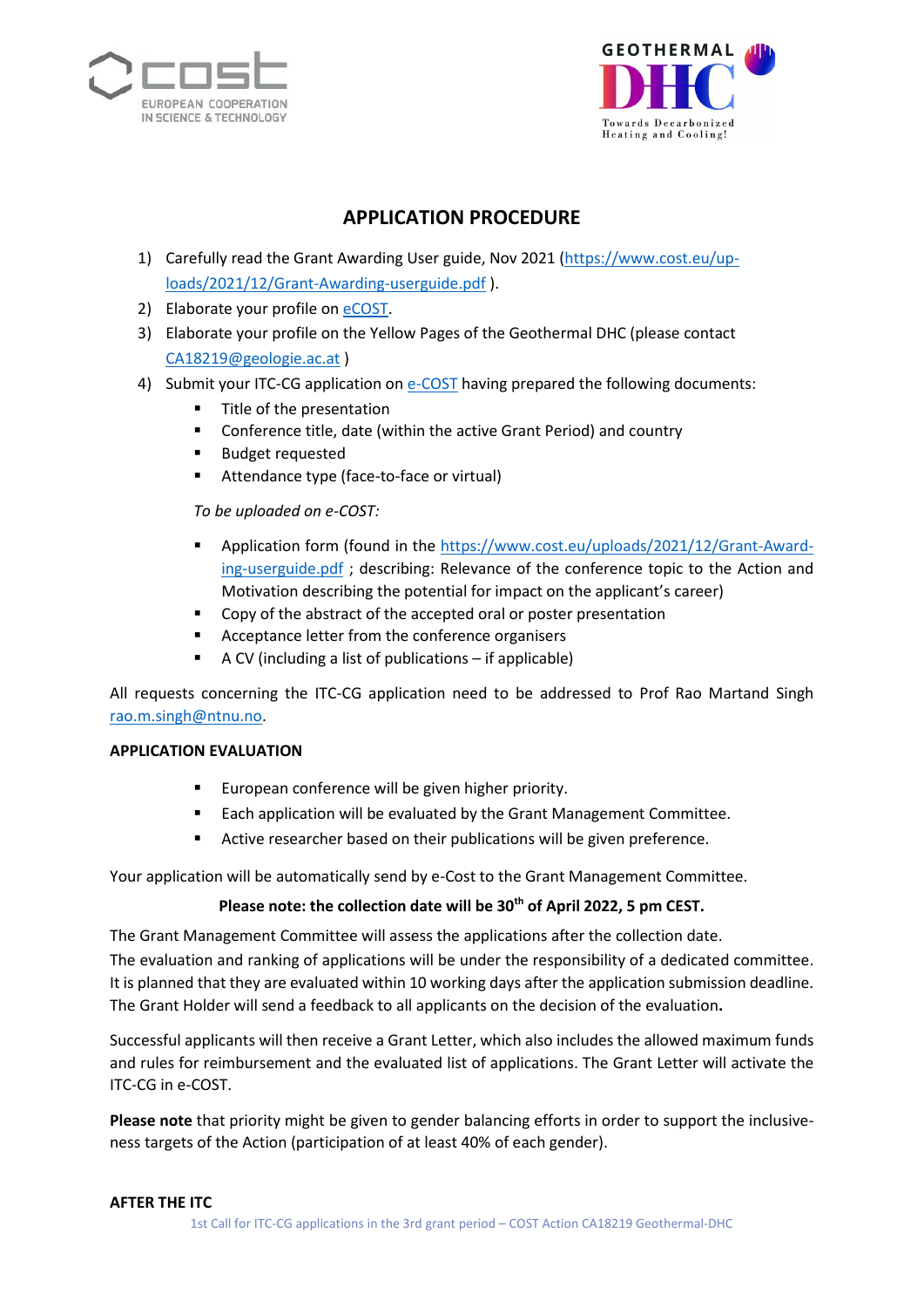## APPLICATION PROCEDURE

1) Carefully read the Grant Awarding User guide, Nov 2021 (https://www.cost.eu/uploads/2021/12/Grant-Awarding-userguide.pdf ).
2) Elaborate your profile on eCOST.
3) Elaborate your profile on the Yellow Pages of the Geothermal DHC (please contact CA18219@geologie.ac.at )
4) Submit your ITC-CG application on e-COST having prepared the following documents:
   - Title of the presentation
   - Conference title, date (within the active Grant Period) and country
   - Budget requested
   - Attendance type (face-to-face or virtual)

   *To be uploaded on e-COST:*

   - Application form (found in the https://www.cost.eu/uploads/2021/12/Grant-Awarding-userguide.pdf ; describing: Relevance of the conference topic to the Action and Motivation describing the potential for impact on the applicant's career)
   - Copy of the abstract of the accepted oral or poster presentation
   - Acceptance letter from the conference organisers
   - A CV (including a list of publications – if applicable)

All requests concerning the ITC-CG application need to be addressed to Prof Rao Martand Singh rao.m.singh@ntnu.no.

**APPLICATION EVALUATION**

- European conference will be given higher priority.
- Each application will be evaluated by the Grant Management Committee.
- Active researcher based on their publications will be given preference.

Your application will be automatically send by e-Cost to the Grant Management Committee.

**Please note: the collection date will be 30th of April 2022, 5 pm CEST.**

The Grant Management Committee will assess the applications after the collection date.
The evaluation and ranking of applications will be under the responsibility of a dedicated committee. It is planned that they are evaluated within 10 working days after the application submission deadline. The Grant Holder will send a feedback to all applicants on the decision of the evaluation.

Successful applicants will then receive a Grant Letter, which also includes the allowed maximum funds and rules for reimbursement and the evaluated list of applications. The Grant Letter will activate the ITC-CG in e-COST.

**Please note** that priority might be given to gender balancing efforts in order to support the inclusiveness targets of the Action (participation of at least 40% of each gender).

**AFTER THE ITC**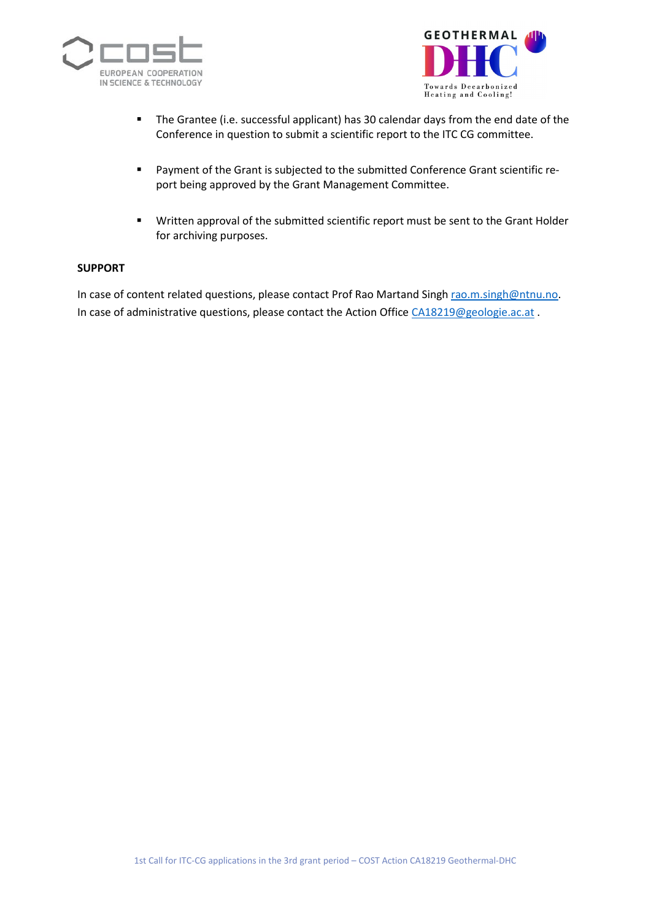- The Grantee (i.e. successful applicant) has 30 calendar days from the end date of the Conference in question to submit a scientific report to the ITC CG committee.

- Payment of the Grant is subjected to the submitted Conference Grant scientific report being approved by the Grant Management Committee.

- Written approval of the submitted scientific report must be sent to the Grant Holder for archiving purposes.

**SUPPORT**

In case of content related questions, please contact Prof Rao Martand Singh rao.m.singh@ntnu.no.
In case of administrative questions, please contact the Action Office CA18219@geologie.ac.at .